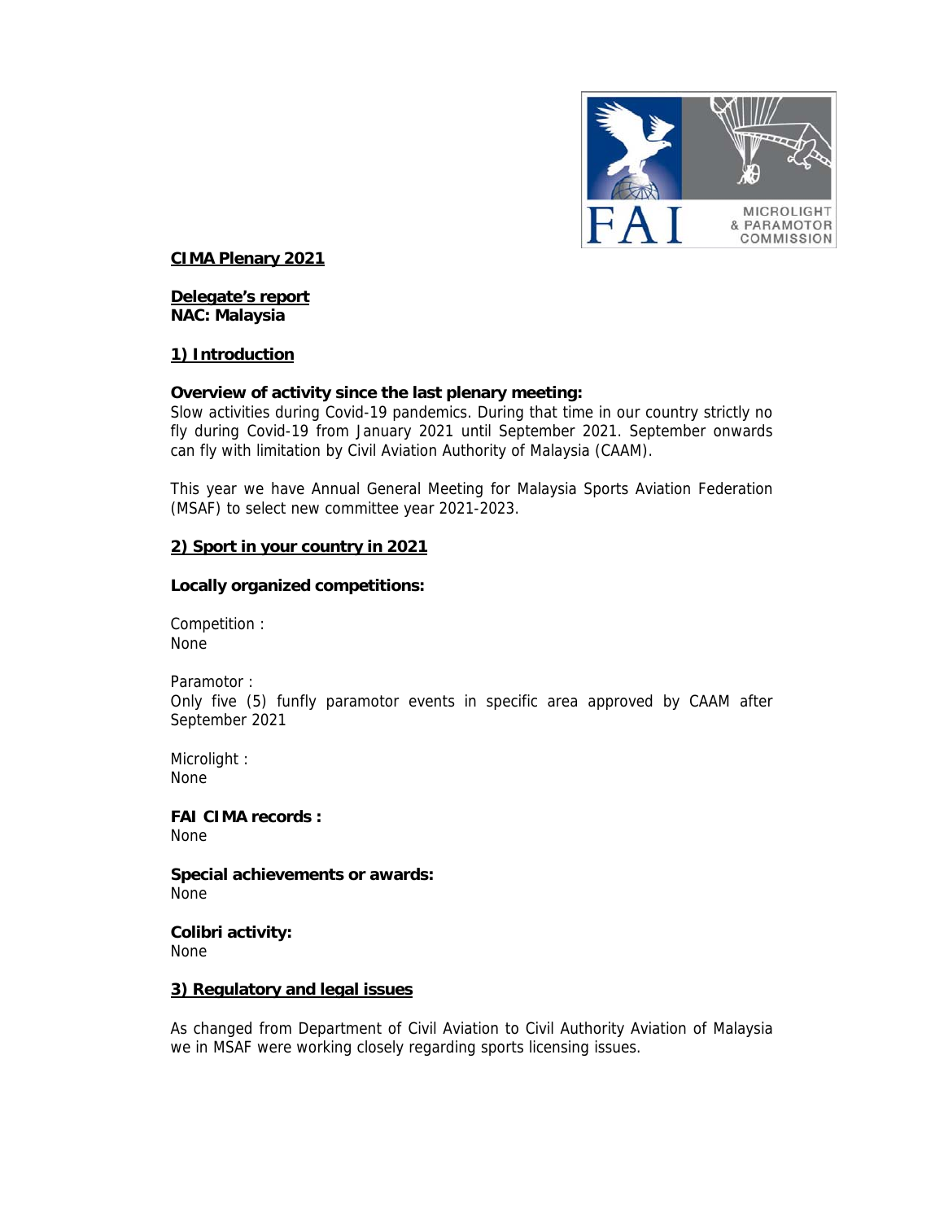**CIMA Plenary 2021**

**Delegate's report**
**NAC: Malaysia**

## 1) Introduction

**Overview of activity since the last plenary meeting:**
Slow activities during Covid-19 pandemics. During that time in our country strictly no fly during Covid-19 from January 2021 until September 2021. September onwards can fly with limitation by Civil Aviation Authority of Malaysia (CAAM).

This year we have Annual General Meeting for Malaysia Sports Aviation Federation (MSAF) to select new committee year 2021-2023.

## 2) Sport in your country in 2021

**Locally organized competitions:**

Competition :
None

Paramotor :
Only five (5) funfly paramotor events in specific area approved by CAAM after September 2021

Microlight :
None

**FAI CIMA records :**
None

**Special achievements or awards:**
None

**Colibri activity:**
None

## 3) Regulatory and legal issues

As changed from Department of Civil Aviation to Civil Authority Aviation of Malaysia we in MSAF were working closely regarding sports licensing issues.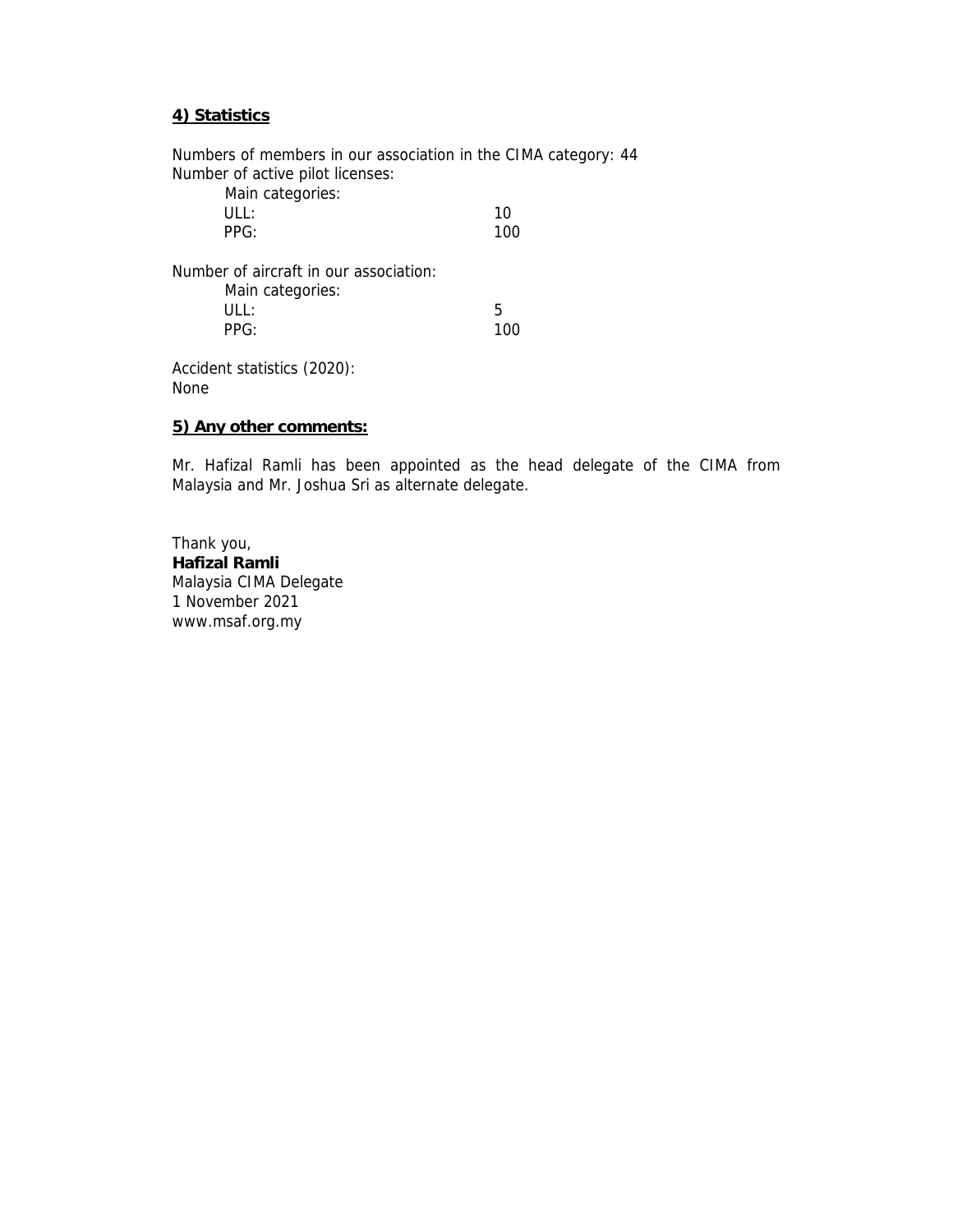## **4) Statistics**

Numbers of members in our association in the CIMA category: 44

Number of active pilot licenses:

| | |
|---|---|
| Main categories: | |
| ULL: | 10 |
| PPG: | 100 |

Number of aircraft in our association:

| | |
|---|---|
| Main categories: | |
| ULL: | 5 |
| PPG: | 100 |

Accident statistics (2020):
None

## **5) Any other comments:**

Mr. Hafizal Ramli has been appointed as the head delegate of the CIMA from Malaysia and Mr. Joshua Sri as alternate delegate.

Thank you,
**Hafizal Ramli**
Malaysia CIMA Delegate
1 November 2021
www.msaf.org.my